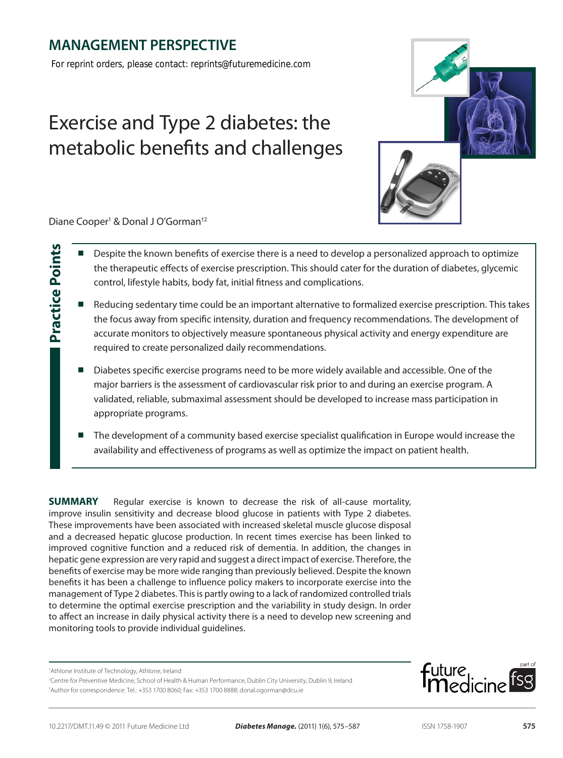MANAGEMENT PERSPECTIVE

For reprint orders, please contact: reprints@futuremedicine.com

# Exercise and Type 2 diabetes: the metabolic benefits and challenges

Diane Cooper[1] & Donal J O'Gorman[†2]

**Practice Points**

- Despite the known benefits of exercise there is a need to develop a personalized approach to optimize the therapeutic effects of exercise prescription. This should cater for the duration of diabetes, glycemic control, lifestyle habits, body fat, initial fitness and complications.
- Reducing sedentary time could be an important alternative to formalized exercise prescription. This takes the focus away from specific intensity, duration and frequency recommendations. The development of accurate monitors to objectively measure spontaneous physical activity and energy expenditure are required to create personalized daily recommendations.
- Diabetes specific exercise programs need to be more widely available and accessible. One of the major barriers is the assessment of cardiovascular risk prior to and during an exercise program. A validated, reliable, submaximal assessment should be developed to increase mass participation in appropriate programs.
- The development of a community based exercise specialist qualification in Europe would increase the availability and effectiveness of programs as well as optimize the impact on patient health.

**SUMMARY** Regular exercise is known to decrease the risk of all-cause mortality, improve insulin sensitivity and decrease blood glucose in patients with Type 2 diabetes. These improvements have been associated with increased skeletal muscle glucose disposal and a decreased hepatic glucose production. In recent times exercise has been linked to improved cognitive function and a reduced risk of dementia. In addition, the changes in hepatic gene expression are very rapid and suggest a direct impact of exercise. Therefore, the benefits of exercise may be more wide ranging than previously believed. Despite the known benefits it has been a challenge to influence policy makers to incorporate exercise into the management of Type 2 diabetes. This is partly owing to a lack of randomized controlled trials to determine the optimal exercise prescription and the variability in study design. In order to affect an increase in daily physical activity there is a need to develop new screening and monitoring tools to provide individual guidelines.

[1]Athlone Institute of Technology, Athlone, Ireland

[2]Centre for Preventive Medicine, School of Health & Human Performance, Dublin City University, Dublin 9, Ireland

[†]Author for correspondence: Tel.: +353 1700 8060; Fax: +353 1700 8888; donal.ogorman@dcu.ie

10.2217/DMT.11.49 © 2011 Future Medicine Ltd

ISSN 1758-1907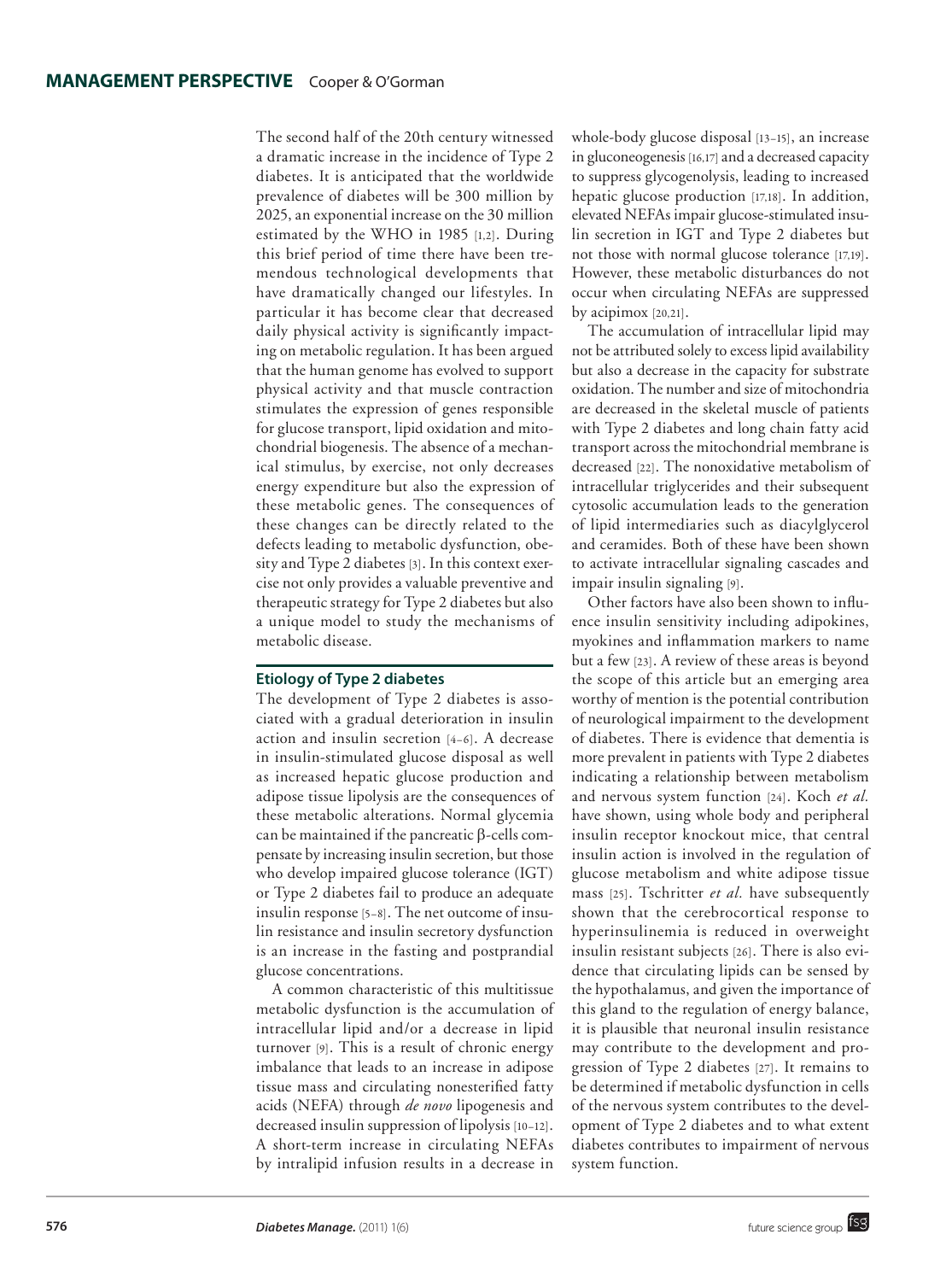The second half of the 20th century witnessed a dramatic increase in the incidence of Type 2 diabetes. It is anticipated that the worldwide prevalence of diabetes will be 300 million by 2025, an exponential increase on the 30 million estimated by the WHO in 1985 [1,2]. During this brief period of time there have been tremendous technological developments that have dramatically changed our lifestyles. In particular it has become clear that decreased daily physical activity is significantly impacting on metabolic regulation. It has been argued that the human genome has evolved to support physical activity and that muscle contraction stimulates the expression of genes responsible for glucose transport, lipid oxidation and mitochondrial biogenesis. The absence of a mechanical stimulus, by exercise, not only decreases energy expenditure but also the expression of these metabolic genes. The consequences of these changes can be directly related to the defects leading to metabolic dysfunction, obesity and Type 2 diabetes [3]. In this context exercise not only provides a valuable preventive and therapeutic strategy for Type 2 diabetes but also a unique model to study the mechanisms of metabolic disease.

## Etiology of Type 2 diabetes

The development of Type 2 diabetes is associated with a gradual deterioration in insulin action and insulin secretion [4–6]. A decrease in insulin-stimulated glucose disposal as well as increased hepatic glucose production and adipose tissue lipolysis are the consequences of these metabolic alterations. Normal glycemia can be maintained if the pancreatic β-cells compensate by increasing insulin secretion, but those who develop impaired glucose tolerance (IGT) or Type 2 diabetes fail to produce an adequate insulin response [5–8]. The net outcome of insulin resistance and insulin secretory dysfunction is an increase in the fasting and postprandial glucose concentrations.

A common characteristic of this multitissue metabolic dysfunction is the accumulation of intracellular lipid and/or a decrease in lipid turnover [9]. This is a result of chronic energy imbalance that leads to an increase in adipose tissue mass and circulating nonesterified fatty acids (NEFA) through *de novo* lipogenesis and decreased insulin suppression of lipolysis [10–12]. A short-term increase in circulating NEFAs by intralipid infusion results in a decrease in whole-body glucose disposal [13–15], an increase in gluconeogenesis [16,17] and a decreased capacity to suppress glycogenolysis, leading to increased hepatic glucose production [17,18]. In addition, elevated NEFAs impair glucose-stimulated insulin secretion in IGT and Type 2 diabetes but not those with normal glucose tolerance [17,19]. However, these metabolic disturbances do not occur when circulating NEFAs are suppressed by acipimox [20,21].

The accumulation of intracellular lipid may not be attributed solely to excess lipid availability but also a decrease in the capacity for substrate oxidation. The number and size of mitochondria are decreased in the skeletal muscle of patients with Type 2 diabetes and long chain fatty acid transport across the mitochondrial membrane is decreased [22]. The nonoxidative metabolism of intracellular triglycerides and their subsequent cytosolic accumulation leads to the generation of lipid intermediaries such as diacylglycerol and ceramides. Both of these have been shown to activate intracellular signaling cascades and impair insulin signaling [9].

Other factors have also been shown to influence insulin sensitivity including adipokines, myokines and inflammation markers to name but a few [23]. A review of these areas is beyond the scope of this article but an emerging area worthy of mention is the potential contribution of neurological impairment to the development of diabetes. There is evidence that dementia is more prevalent in patients with Type 2 diabetes indicating a relationship between metabolism and nervous system function [24]. Koch *et al.* have shown, using whole body and peripheral insulin receptor knockout mice, that central insulin action is involved in the regulation of glucose metabolism and white adipose tissue mass [25]. Tschritter *et al.* have subsequently shown that the cerebrocortical response to hyperinsulinemia is reduced in overweight insulin resistant subjects [26]. There is also evidence that circulating lipids can be sensed by the hypothalamus, and given the importance of this gland to the regulation of energy balance, it is plausible that neuronal insulin resistance may contribute to the development and progression of Type 2 diabetes [27]. It remains to be determined if metabolic dysfunction in cells of the nervous system contributes to the development of Type 2 diabetes and to what extent diabetes contributes to impairment of nervous system function.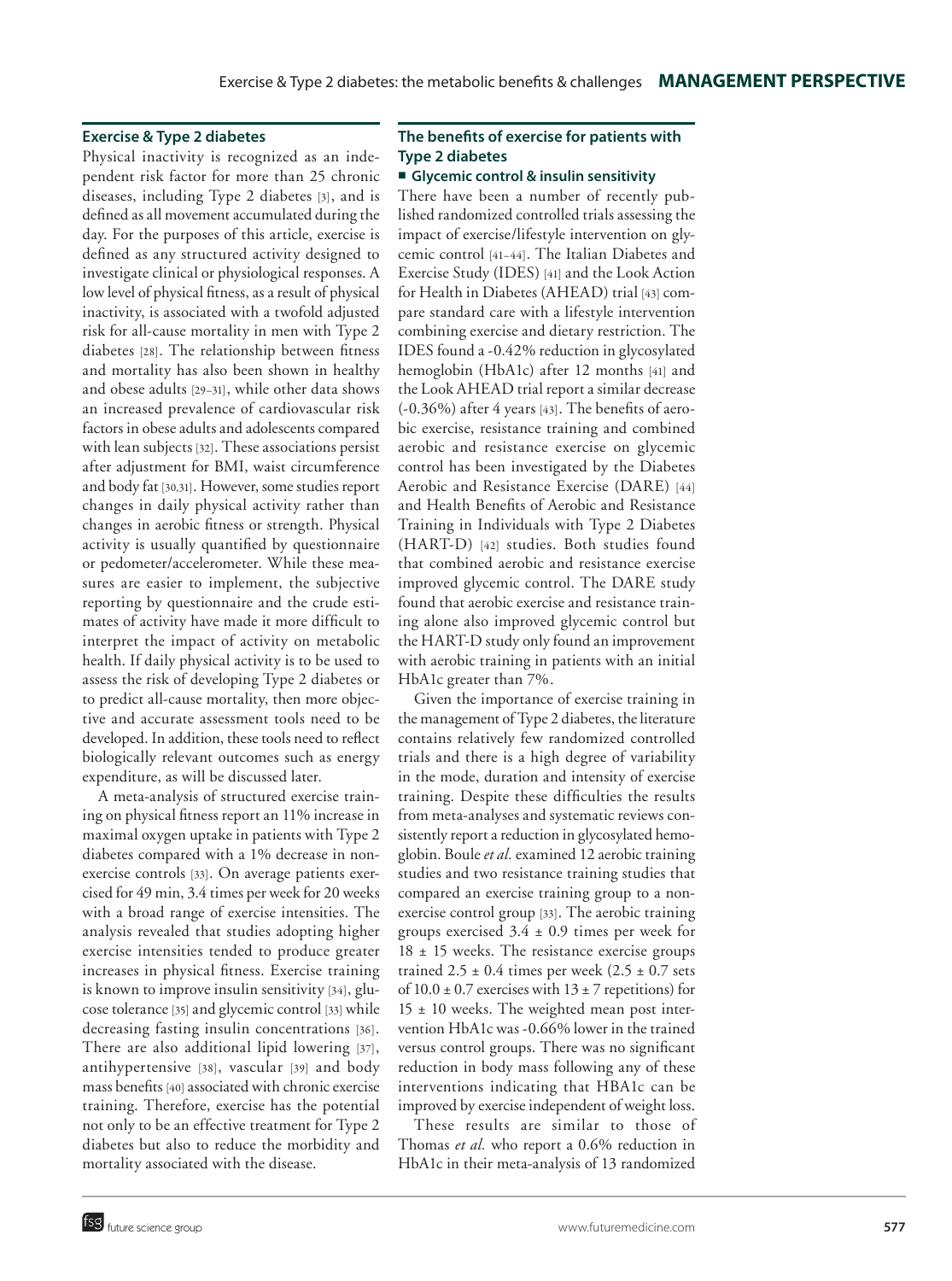## Exercise & Type 2 diabetes

Physical inactivity is recognized as an independent risk factor for more than 25 chronic diseases, including Type 2 diabetes [3], and is defined as all movement accumulated during the day. For the purposes of this article, exercise is defined as any structured activity designed to investigate clinical or physiological responses. A low level of physical fitness, as a result of physical inactivity, is associated with a twofold adjusted risk for all-cause mortality in men with Type 2 diabetes [28]. The relationship between fitness and mortality has also been shown in healthy and obese adults [29–31], while other data shows an increased prevalence of cardiovascular risk factors in obese adults and adolescents compared with lean subjects [32]. These associations persist after adjustment for BMI, waist circumference and body fat [30,31]. However, some studies report changes in daily physical activity rather than changes in aerobic fitness or strength. Physical activity is usually quantified by questionnaire or pedometer/accelerometer. While these measures are easier to implement, the subjective reporting by questionnaire and the crude estimates of activity have made it more difficult to interpret the impact of activity on metabolic health. If daily physical activity is to be used to assess the risk of developing Type 2 diabetes or to predict all-cause mortality, then more objective and accurate assessment tools need to be developed. In addition, these tools need to reflect biologically relevant outcomes such as energy expenditure, as will be discussed later.

A meta-analysis of structured exercise training on physical fitness report an 11% increase in maximal oxygen uptake in patients with Type 2 diabetes compared with a 1% decrease in nonexercise controls [33]. On average patients exercised for 49 min, 3.4 times per week for 20 weeks with a broad range of exercise intensities. The analysis revealed that studies adopting higher exercise intensities tended to produce greater increases in physical fitness. Exercise training is known to improve insulin sensitivity [34], glucose tolerance [35] and glycemic control [33] while decreasing fasting insulin concentrations [36]. There are also additional lipid lowering [37], antihypertensive [38], vascular [39] and body mass benefits [40] associated with chronic exercise training. Therefore, exercise has the potential not only to be an effective treatment for Type 2 diabetes but also to reduce the morbidity and mortality associated with the disease.

## The benefits of exercise for patients with Type 2 diabetes

### Glycemic control & insulin sensitivity

There have been a number of recently published randomized controlled trials assessing the impact of exercise/lifestyle intervention on glycemic control [41–44]. The Italian Diabetes and Exercise Study (IDES) [41] and the Look Action for Health in Diabetes (AHEAD) trial [43] compare standard care with a lifestyle intervention combining exercise and dietary restriction. The IDES found a -0.42% reduction in glycosylated hemoglobin (HbA1c) after 12 months [41] and the Look AHEAD trial report a similar decrease (-0.36%) after 4 years [43]. The benefits of aerobic exercise, resistance training and combined aerobic and resistance exercise on glycemic control has been investigated by the Diabetes Aerobic and Resistance Exercise (DARE) [44] and Health Benefits of Aerobic and Resistance Training in Individuals with Type 2 Diabetes (HART-D) [42] studies. Both studies found that combined aerobic and resistance exercise improved glycemic control. The DARE study found that aerobic exercise and resistance training alone also improved glycemic control but the HART-D study only found an improvement with aerobic training in patients with an initial HbA1c greater than 7%.

Given the importance of exercise training in the management of Type 2 diabetes, the literature contains relatively few randomized controlled trials and there is a high degree of variability in the mode, duration and intensity of exercise training. Despite these difficulties the results from meta-analyses and systematic reviews consistently report a reduction in glycosylated hemoglobin. Boule *et al.* examined 12 aerobic training studies and two resistance training studies that compared an exercise training group to a nonexercise control group [33]. The aerobic training groups exercised $3.4 \pm 0.9$ times per week for $18 \pm 15$ weeks. The resistance exercise groups trained $2.5 \pm 0.4$ times per week ($2.5 \pm 0.7$ sets of $10.0 \pm 0.7$ exercises with $13 \pm 7$ repetitions) for $15 \pm 10$ weeks. The weighted mean post intervention HbA1c was -0.66% lower in the trained versus control groups. There was no significant reduction in body mass following any of these interventions indicating that HBA1c can be improved by exercise independent of weight loss.

These results are similar to those of Thomas *et al.* who report a 0.6% reduction in HbA1c in their meta-analysis of 13 randomized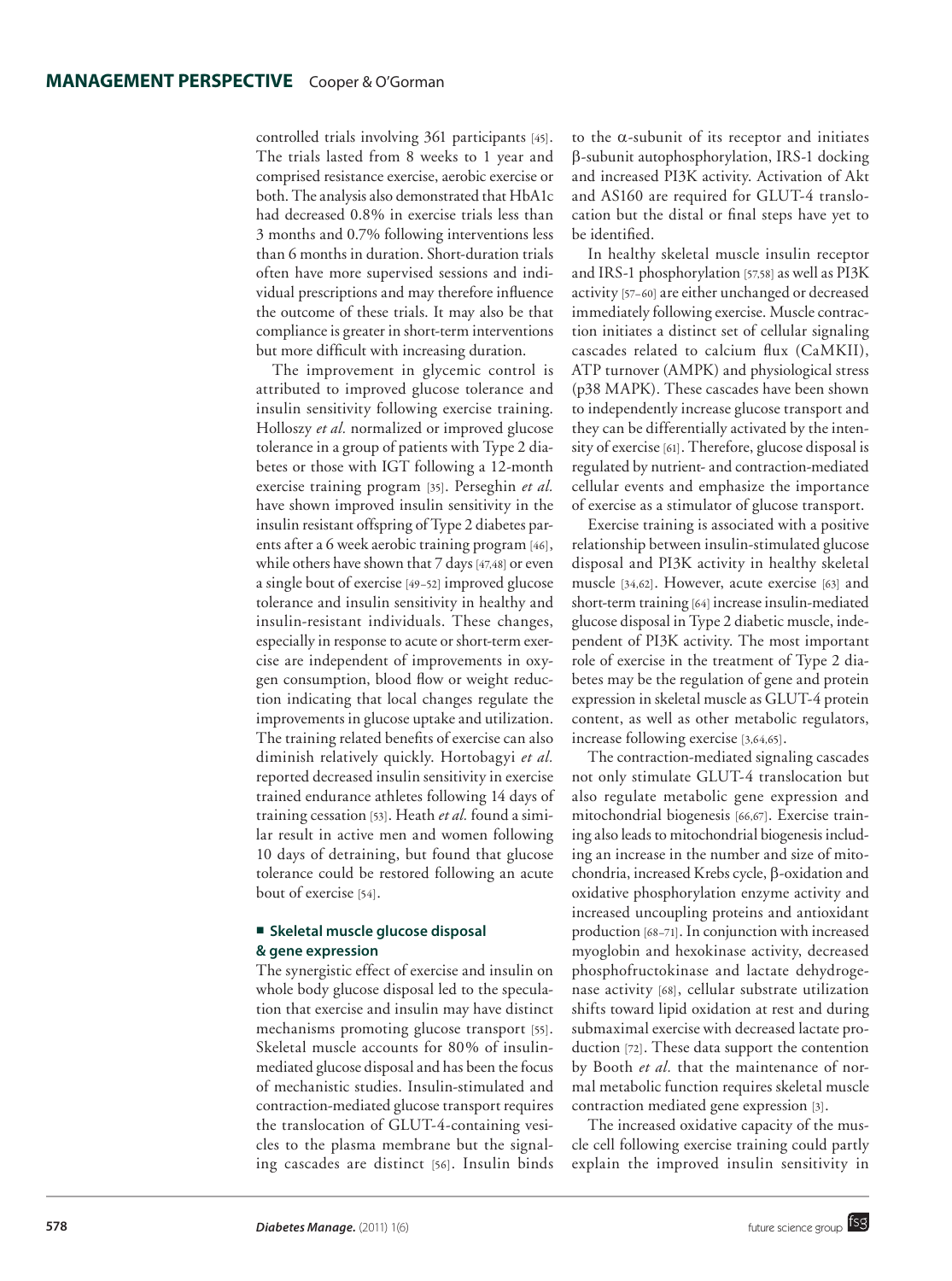controlled trials involving 361 participants [45]. The trials lasted from 8 weeks to 1 year and comprised resistance exercise, aerobic exercise or both. The analysis also demonstrated that HbA1c had decreased 0.8% in exercise trials less than 3 months and 0.7% following interventions less than 6 months in duration. Short-duration trials often have more supervised sessions and individual prescriptions and may therefore influence the outcome of these trials. It may also be that compliance is greater in short-term interventions but more difficult with increasing duration.

The improvement in glycemic control is attributed to improved glucose tolerance and insulin sensitivity following exercise training. Holloszy *et al.* normalized or improved glucose tolerance in a group of patients with Type 2 diabetes or those with IGT following a 12-month exercise training program [35]. Perseghin *et al.* have shown improved insulin sensitivity in the insulin resistant offspring of Type 2 diabetes parents after a 6 week aerobic training program [46], while others have shown that 7 days [47,48] or even a single bout of exercise [49–52] improved glucose tolerance and insulin sensitivity in healthy and insulin-resistant individuals. These changes, especially in response to acute or short-term exercise are independent of improvements in oxygen consumption, blood flow or weight reduction indicating that local changes regulate the improvements in glucose uptake and utilization. The training related benefits of exercise can also diminish relatively quickly. Hortobagyi *et al.* reported decreased insulin sensitivity in exercise trained endurance athletes following 14 days of training cessation [53]. Heath *et al.* found a similar result in active men and women following 10 days of detraining, but found that glucose tolerance could be restored following an acute bout of exercise [54].

## Skeletal muscle glucose disposal & gene expression

The synergistic effect of exercise and insulin on whole body glucose disposal led to the speculation that exercise and insulin may have distinct mechanisms promoting glucose transport [55]. Skeletal muscle accounts for 80% of insulin-mediated glucose disposal and has been the focus of mechanistic studies. Insulin-stimulated and contraction-mediated glucose transport requires the translocation of GLUT-4-containing vesicles to the plasma membrane but the signaling cascades are distinct [56]. Insulin binds to the $\alpha$-subunit of its receptor and initiates $\beta$-subunit autophosphorylation, IRS-1 docking and increased PI3K activity. Activation of Akt and AS160 are required for GLUT-4 translocation but the distal or final steps have yet to be identified.

In healthy skeletal muscle insulin receptor and IRS-1 phosphorylation [57,58] as well as PI3K activity [57–60] are either unchanged or decreased immediately following exercise. Muscle contraction initiates a distinct set of cellular signaling cascades related to calcium flux (CaMKII), ATP turnover (AMPK) and physiological stress (p38 MAPK). These cascades have been shown to independently increase glucose transport and they can be differentially activated by the intensity of exercise [61]. Therefore, glucose disposal is regulated by nutrient- and contraction-mediated cellular events and emphasize the importance of exercise as a stimulator of glucose transport.

Exercise training is associated with a positive relationship between insulin-stimulated glucose disposal and PI3K activity in healthy skeletal muscle [34,62]. However, acute exercise [63] and short-term training [64] increase insulin-mediated glucose disposal in Type 2 diabetic muscle, independent of PI3K activity. The most important role of exercise in the treatment of Type 2 diabetes may be the regulation of gene and protein expression in skeletal muscle as GLUT-4 protein content, as well as other metabolic regulators, increase following exercise [3,64,65].

The contraction-mediated signaling cascades not only stimulate GLUT-4 translocation but also regulate metabolic gene expression and mitochondrial biogenesis [66,67]. Exercise training also leads to mitochondrial biogenesis including an increase in the number and size of mitochondria, increased Krebs cycle, $\beta$-oxidation and oxidative phosphorylation enzyme activity and increased uncoupling proteins and antioxidant production [68–71]. In conjunction with increased myoglobin and hexokinase activity, decreased phosphofructokinase and lactate dehydrogenase activity [68], cellular substrate utilization shifts toward lipid oxidation at rest and during submaximal exercise with decreased lactate production [72]. These data support the contention by Booth *et al.* that the maintenance of normal metabolic function requires skeletal muscle contraction mediated gene expression [3].

The increased oxidative capacity of the muscle cell following exercise training could partly explain the improved insulin sensitivity in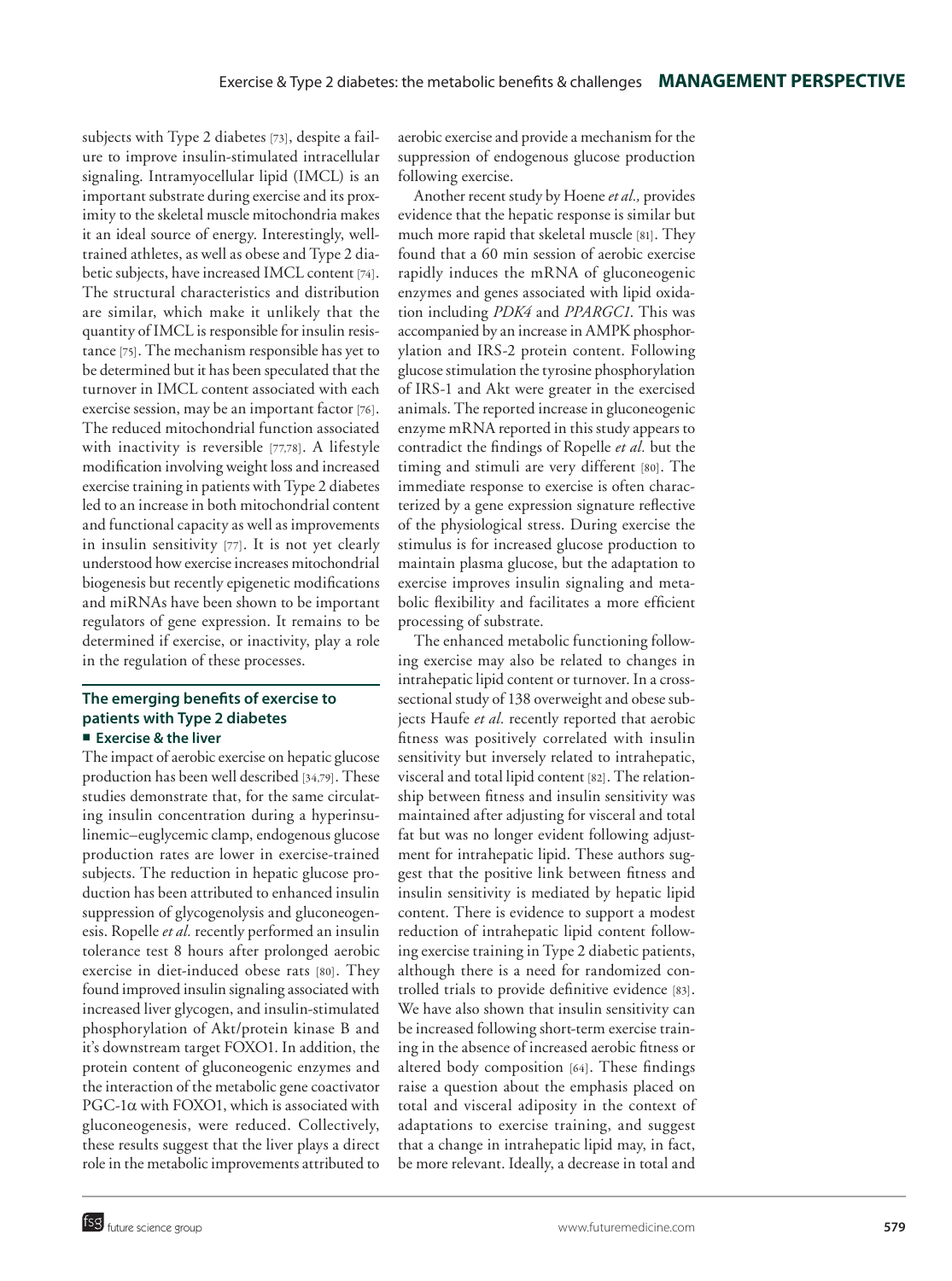subjects with Type 2 diabetes [73], despite a failure to improve insulin-stimulated intracellular signaling. Intramyocellular lipid (IMCL) is an important substrate during exercise and its proximity to the skeletal muscle mitochondria makes it an ideal source of energy. Interestingly, well-trained athletes, as well as obese and Type 2 diabetic subjects, have increased IMCL content [74]. The structural characteristics and distribution are similar, which make it unlikely that the quantity of IMCL is responsible for insulin resistance [75]. The mechanism responsible has yet to be determined but it has been speculated that the turnover in IMCL content associated with each exercise session, may be an important factor [76]. The reduced mitochondrial function associated with inactivity is reversible [77,78]. A lifestyle modification involving weight loss and increased exercise training in patients with Type 2 diabetes led to an increase in both mitochondrial content and functional capacity as well as improvements in insulin sensitivity [77]. It is not yet clearly understood how exercise increases mitochondrial biogenesis but recently epigenetic modifications and miRNAs have been shown to be important regulators of gene expression. It remains to be determined if exercise, or inactivity, play a role in the regulation of these processes.

## The emerging benefits of exercise to patients with Type 2 diabetes

### ■ Exercise & the liver

The impact of aerobic exercise on hepatic glucose production has been well described [34,79]. These studies demonstrate that, for the same circulating insulin concentration during a hyperinsulinemic–euglycemic clamp, endogenous glucose production rates are lower in exercise-trained subjects. The reduction in hepatic glucose production has been attributed to enhanced insulin suppression of glycogenolysis and gluconeogenesis. Ropelle *et al.* recently performed an insulin tolerance test 8 hours after prolonged aerobic exercise in diet-induced obese rats [80]. They found improved insulin signaling associated with increased liver glycogen, and insulin-stimulated phosphorylation of Akt/protein kinase B and it's downstream target FOXO1. In addition, the protein content of gluconeogenic enzymes and the interaction of the metabolic gene coactivator PGC-1α with FOXO1, which is associated with gluconeogenesis, were reduced. Collectively, these results suggest that the liver plays a direct role in the metabolic improvements attributed to aerobic exercise and provide a mechanism for the suppression of endogenous glucose production following exercise.

Another recent study by Hoene *et al.,* provides evidence that the hepatic response is similar but much more rapid that skeletal muscle [81]. They found that a 60 min session of aerobic exercise rapidly induces the mRNA of gluconeogenic enzymes and genes associated with lipid oxidation including *PDK4* and *PPARGC1*. This was accompanied by an increase in AMPK phosphorylation and IRS-2 protein content. Following glucose stimulation the tyrosine phosphorylation of IRS-1 and Akt were greater in the exercised animals. The reported increase in gluconeogenic enzyme mRNA reported in this study appears to contradict the findings of Ropelle *et al.* but the timing and stimuli are very different [80]. The immediate response to exercise is often characterized by a gene expression signature reflective of the physiological stress. During exercise the stimulus is for increased glucose production to maintain plasma glucose, but the adaptation to exercise improves insulin signaling and metabolic flexibility and facilitates a more efficient processing of substrate.

The enhanced metabolic functioning following exercise may also be related to changes in intrahepatic lipid content or turnover. In a cross-sectional study of 138 overweight and obese subjects Haufe *et al.* recently reported that aerobic fitness was positively correlated with insulin sensitivity but inversely related to intrahepatic, visceral and total lipid content [82]. The relationship between fitness and insulin sensitivity was maintained after adjusting for visceral and total fat but was no longer evident following adjustment for intrahepatic lipid. These authors suggest that the positive link between fitness and insulin sensitivity is mediated by hepatic lipid content. There is evidence to support a modest reduction of intrahepatic lipid content following exercise training in Type 2 diabetic patients, although there is a need for randomized controlled trials to provide definitive evidence [83]. We have also shown that insulin sensitivity can be increased following short-term exercise training in the absence of increased aerobic fitness or altered body composition [64]. These findings raise a question about the emphasis placed on total and visceral adiposity in the context of adaptations to exercise training, and suggest that a change in intrahepatic lipid may, in fact, be more relevant. Ideally, a decrease in total and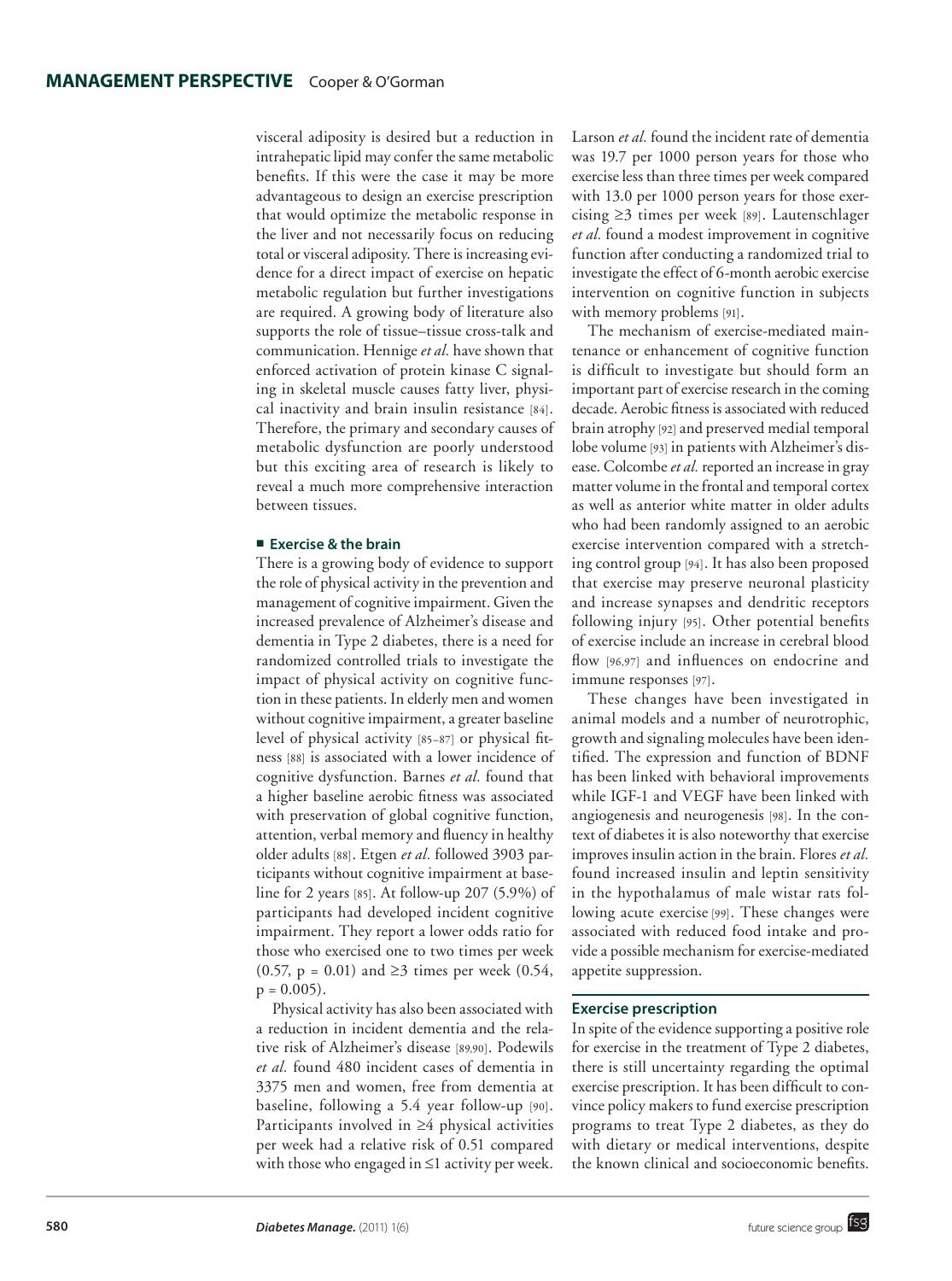visceral adiposity is desired but a reduction in intrahepatic lipid may confer the same metabolic benefits. If this were the case it may be more advantageous to design an exercise prescription that would optimize the metabolic response in the liver and not necessarily focus on reducing total or visceral adiposity. There is increasing evidence for a direct impact of exercise on hepatic metabolic regulation but further investigations are required. A growing body of literature also supports the role of tissue–tissue cross-talk and communication. Hennige *et al.* have shown that enforced activation of protein kinase C signaling in skeletal muscle causes fatty liver, physical inactivity and brain insulin resistance [84]. Therefore, the primary and secondary causes of metabolic dysfunction are poorly understood but this exciting area of research is likely to reveal a much more comprehensive interaction between tissues.

### Exercise & the brain

There is a growing body of evidence to support the role of physical activity in the prevention and management of cognitive impairment. Given the increased prevalence of Alzheimer's disease and dementia in Type 2 diabetes, there is a need for randomized controlled trials to investigate the impact of physical activity on cognitive function in these patients. In elderly men and women without cognitive impairment, a greater baseline level of physical activity [85–87] or physical fitness [88] is associated with a lower incidence of cognitive dysfunction. Barnes *et al.* found that a higher baseline aerobic fitness was associated with preservation of global cognitive function, attention, verbal memory and fluency in healthy older adults [88]. Etgen *et al.* followed 3903 participants without cognitive impairment at baseline for 2 years [85]. At follow-up 207 (5.9%) of participants had developed incident cognitive impairment. They report a lower odds ratio for those who exercised one to two times per week (0.57, $p = 0.01$) and ≥3 times per week (0.54, $p = 0.005$).

Physical activity has also been associated with a reduction in incident dementia and the relative risk of Alzheimer's disease [89,90]. Podewils *et al.* found 480 incident cases of dementia in 3375 men and women, free from dementia at baseline, following a 5.4 year follow-up [90]. Participants involved in ≥4 physical activities per week had a relative risk of 0.51 compared with those who engaged in ≤1 activity per week. Larson *et al.* found the incident rate of dementia was 19.7 per 1000 person years for those who exercise less than three times per week compared with 13.0 per 1000 person years for those exercising ≥3 times per week [89]. Lautenschlager *et al.* found a modest improvement in cognitive function after conducting a randomized trial to investigate the effect of 6-month aerobic exercise intervention on cognitive function in subjects with memory problems [91].

The mechanism of exercise-mediated maintenance or enhancement of cognitive function is difficult to investigate but should form an important part of exercise research in the coming decade. Aerobic fitness is associated with reduced brain atrophy [92] and preserved medial temporal lobe volume [93] in patients with Alzheimer's disease. Colcombe *et al.* reported an increase in gray matter volume in the frontal and temporal cortex as well as anterior white matter in older adults who had been randomly assigned to an aerobic exercise intervention compared with a stretching control group [94]. It has also been proposed that exercise may preserve neuronal plasticity and increase synapses and dendritic receptors following injury [95]. Other potential benefits of exercise include an increase in cerebral blood flow [96,97] and influences on endocrine and immune responses [97].

These changes have been investigated in animal models and a number of neurotrophic, growth and signaling molecules have been identified. The expression and function of BDNF has been linked with behavioral improvements while IGF-1 and VEGF have been linked with angiogenesis and neurogenesis [98]. In the context of diabetes it is also noteworthy that exercise improves insulin action in the brain. Flores *et al.* found increased insulin and leptin sensitivity in the hypothalamus of male wistar rats following acute exercise [99]. These changes were associated with reduced food intake and provide a possible mechanism for exercise-mediated appetite suppression.

## Exercise prescription

In spite of the evidence supporting a positive role for exercise in the treatment of Type 2 diabetes, there is still uncertainty regarding the optimal exercise prescription. It has been difficult to convince policy makers to fund exercise prescription programs to treat Type 2 diabetes, as they do with dietary or medical interventions, despite the known clinical and socioeconomic benefits.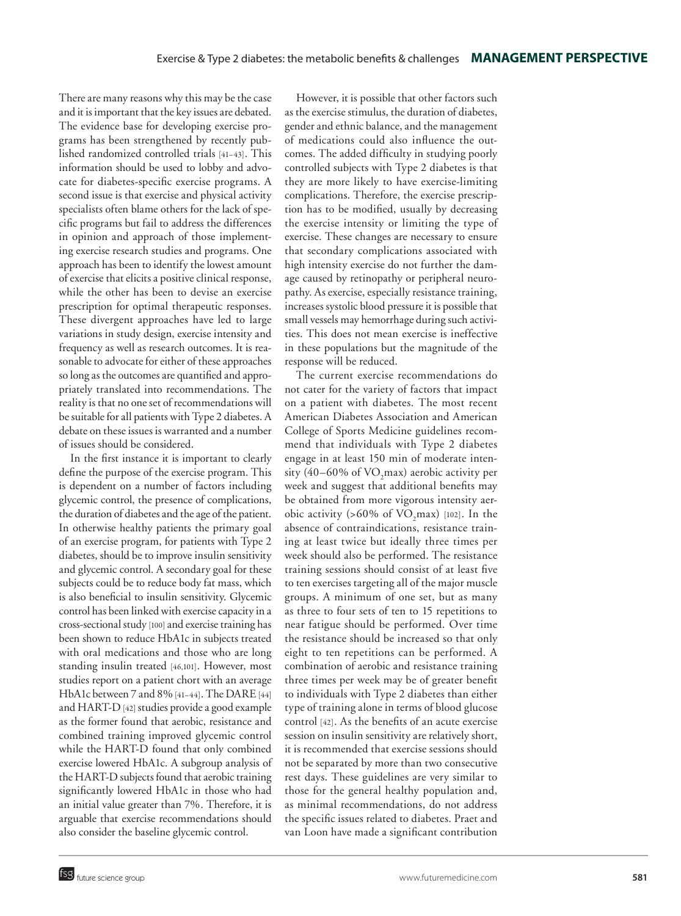There are many reasons why this may be the case and it is important that the key issues are debated. The evidence base for developing exercise programs has been strengthened by recently published randomized controlled trials [41–43]. This information should be used to lobby and advocate for diabetes-specific exercise programs. A second issue is that exercise and physical activity specialists often blame others for the lack of specific programs but fail to address the differences in opinion and approach of those implementing exercise research studies and programs. One approach has been to identify the lowest amount of exercise that elicits a positive clinical response, while the other has been to devise an exercise prescription for optimal therapeutic responses. These divergent approaches have led to large variations in study design, exercise intensity and frequency as well as research outcomes. It is reasonable to advocate for either of these approaches so long as the outcomes are quantified and appropriately translated into recommendations. The reality is that no one set of recommendations will be suitable for all patients with Type 2 diabetes. A debate on these issues is warranted and a number of issues should be considered.

In the first instance it is important to clearly define the purpose of the exercise program. This is dependent on a number of factors including glycemic control, the presence of complications, the duration of diabetes and the age of the patient. In otherwise healthy patients the primary goal of an exercise program, for patients with Type 2 diabetes, should be to improve insulin sensitivity and glycemic control. A secondary goal for these subjects could be to reduce body fat mass, which is also beneficial to insulin sensitivity. Glycemic control has been linked with exercise capacity in a cross-sectional study [100] and exercise training has been shown to reduce HbA1c in subjects treated with oral medications and those who are long standing insulin treated [46,101]. However, most studies report on a patient chort with an average HbA1c between 7 and 8% [41–44]. The DARE [44] and HART-D [42] studies provide a good example as the former found that aerobic, resistance and combined training improved glycemic control while the HART-D found that only combined exercise lowered HbA1c. A subgroup analysis of the HART-D subjects found that aerobic training significantly lowered HbA1c in those who had an initial value greater than 7%. Therefore, it is arguable that exercise recommendations should also consider the baseline glycemic control.

However, it is possible that other factors such as the exercise stimulus, the duration of diabetes, gender and ethnic balance, and the management of medications could also influence the outcomes. The added difficulty in studying poorly controlled subjects with Type 2 diabetes is that they are more likely to have exercise-limiting complications. Therefore, the exercise prescription has to be modified, usually by decreasing the exercise intensity or limiting the type of exercise. These changes are necessary to ensure that secondary complications associated with high intensity exercise do not further the damage caused by retinopathy or peripheral neuropathy. As exercise, especially resistance training, increases systolic blood pressure it is possible that small vessels may hemorrhage during such activities. This does not mean exercise is ineffective in these populations but the magnitude of the response will be reduced.

The current exercise recommendations do not cater for the variety of factors that impact on a patient with diabetes. The most recent American Diabetes Association and American College of Sports Medicine guidelines recommend that individuals with Type 2 diabetes engage in at least 150 min of moderate intensity (40–60% of $VO_2$max) aerobic activity per week and suggest that additional benefits may be obtained from more vigorous intensity aerobic activity (>60% of $VO_2$max) [102]. In the absence of contraindications, resistance training at least twice but ideally three times per week should also be performed. The resistance training sessions should consist of at least five to ten exercises targeting all of the major muscle groups. A minimum of one set, but as many as three to four sets of ten to 15 repetitions to near fatigue should be performed. Over time the resistance should be increased so that only eight to ten repetitions can be performed. A combination of aerobic and resistance training three times per week may be of greater benefit to individuals with Type 2 diabetes than either type of training alone in terms of blood glucose control [42]. As the benefits of an acute exercise session on insulin sensitivity are relatively short, it is recommended that exercise sessions should not be separated by more than two consecutive rest days. These guidelines are very similar to those for the general healthy population and, as minimal recommendations, do not address the specific issues related to diabetes. Praet and van Loon have made a significant contribution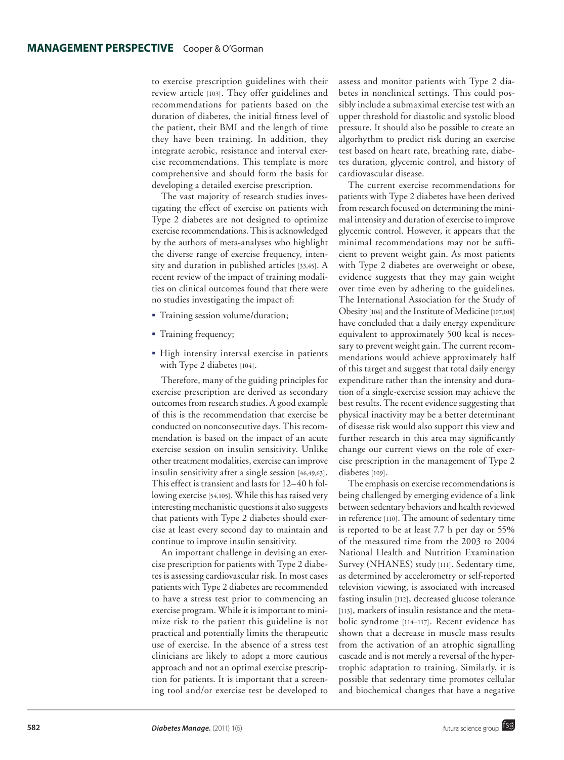to exercise prescription guidelines with their review article [103]. They offer guidelines and recommendations for patients based on the duration of diabetes, the initial fitness level of the patient, their BMI and the length of time they have been training. In addition, they integrate aerobic, resistance and interval exercise recommendations. This template is more comprehensive and should form the basis for developing a detailed exercise prescription.

The vast majority of research studies investigating the effect of exercise on patients with Type 2 diabetes are not designed to optimize exercise recommendations. This is acknowledged by the authors of meta-analyses who highlight the diverse range of exercise frequency, intensity and duration in published articles [33,45]. A recent review of the impact of training modalities on clinical outcomes found that there were no studies investigating the impact of:

- Training session volume/duration;
- Training frequency;
- High intensity interval exercise in patients with Type 2 diabetes [104].

Therefore, many of the guiding principles for exercise prescription are derived as secondary outcomes from research studies. A good example of this is the recommendation that exercise be conducted on nonconsecutive days. This recommendation is based on the impact of an acute exercise session on insulin sensitivity. Unlike other treatment modalities, exercise can improve insulin sensitivity after a single session [46,49,63]. This effect is transient and lasts for 12–40 h following exercise [54,105]. While this has raised very interesting mechanistic questions it also suggests that patients with Type 2 diabetes should exercise at least every second day to maintain and continue to improve insulin sensitivity.

An important challenge in devising an exercise prescription for patients with Type 2 diabetes is assessing cardiovascular risk. In most cases patients with Type 2 diabetes are recommended to have a stress test prior to commencing an exercise program. While it is important to minimize risk to the patient this guideline is not practical and potentially limits the therapeutic use of exercise. In the absence of a stress test clinicians are likely to adopt a more cautious approach and not an optimal exercise prescription for patients. It is important that a screening tool and/or exercise test be developed to assess and monitor patients with Type 2 diabetes in nonclinical settings. This could possibly include a submaximal exercise test with an upper threshold for diastolic and systolic blood pressure. It should also be possible to create an algorhythm to predict risk during an exercise test based on heart rate, breathing rate, diabetes duration, glycemic control, and history of cardiovascular disease.

The current exercise recommendations for patients with Type 2 diabetes have been derived from research focused on determining the minimal intensity and duration of exercise to improve glycemic control. However, it appears that the minimal recommendations may not be sufficient to prevent weight gain. As most patients with Type 2 diabetes are overweight or obese, evidence suggests that they may gain weight over time even by adhering to the guidelines. The International Association for the Study of Obesity [106] and the Institute of Medicine [107,108] have concluded that a daily energy expenditure equivalent to approximately 500 kcal is necessary to prevent weight gain. The current recommendations would achieve approximately half of this target and suggest that total daily energy expenditure rather than the intensity and duration of a single-exercise session may achieve the best results. The recent evidence suggesting that physical inactivity may be a better determinant of disease risk would also support this view and further research in this area may significantly change our current views on the role of exercise prescription in the management of Type 2 diabetes [109].

The emphasis on exercise recommendations is being challenged by emerging evidence of a link between sedentary behaviors and health reviewed in reference [110]. The amount of sedentary time is reported to be at least 7.7 h per day or 55% of the measured time from the 2003 to 2004 National Health and Nutrition Examination Survey (NHANES) study [111]. Sedentary time, as determined by accelerometry or self-reported television viewing, is associated with increased fasting insulin [112], decreased glucose tolerance [113], markers of insulin resistance and the metabolic syndrome [114–117]. Recent evidence has shown that a decrease in muscle mass results from the activation of an atrophic signalling cascade and is not merely a reversal of the hypertrophic adaptation to training. Similarly, it is possible that sedentary time promotes cellular and biochemical changes that have a negative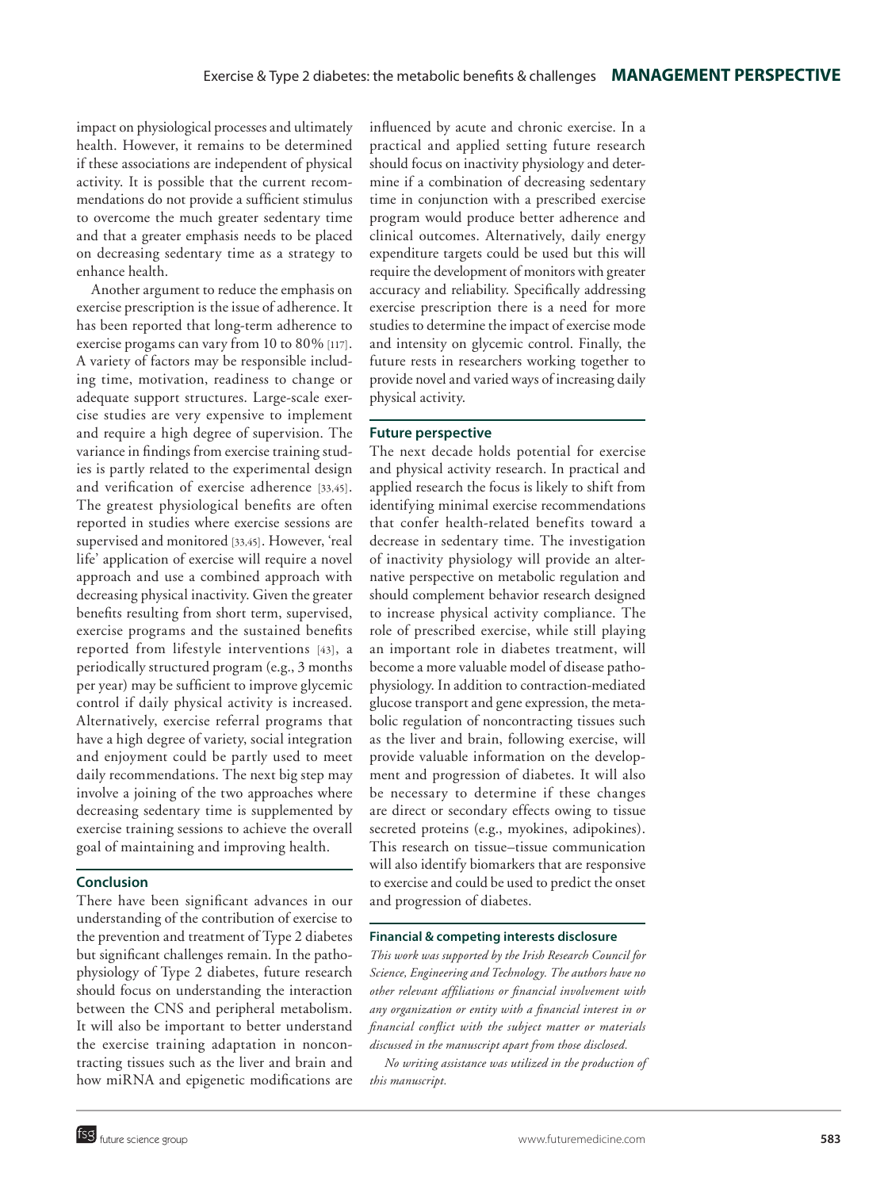impact on physiological processes and ultimately health. However, it remains to be determined if these associations are independent of physical activity. It is possible that the current recommendations do not provide a sufficient stimulus to overcome the much greater sedentary time and that a greater emphasis needs to be placed on decreasing sedentary time as a strategy to enhance health.

Another argument to reduce the emphasis on exercise prescription is the issue of adherence. It has been reported that long-term adherence to exercise progams can vary from 10 to 80% [117]. A variety of factors may be responsible including time, motivation, readiness to change or adequate support structures. Large-scale exercise studies are very expensive to implement and require a high degree of supervision. The variance in findings from exercise training studies is partly related to the experimental design and verification of exercise adherence [33,45]. The greatest physiological benefits are often reported in studies where exercise sessions are supervised and monitored [33,45]. However, 'real life' application of exercise will require a novel approach and use a combined approach with decreasing physical inactivity. Given the greater benefits resulting from short term, supervised, exercise programs and the sustained benefits reported from lifestyle interventions [43], a periodically structured program (e.g., 3 months per year) may be sufficient to improve glycemic control if daily physical activity is increased. Alternatively, exercise referral programs that have a high degree of variety, social integration and enjoyment could be partly used to meet daily recommendations. The next big step may involve a joining of the two approaches where decreasing sedentary time is supplemented by exercise training sessions to achieve the overall goal of maintaining and improving health.

## Conclusion

There have been significant advances in our understanding of the contribution of exercise to the prevention and treatment of Type 2 diabetes but significant challenges remain. In the pathophysiology of Type 2 diabetes, future research should focus on understanding the interaction between the CNS and peripheral metabolism. It will also be important to better understand the exercise training adaptation in noncontracting tissues such as the liver and brain and how miRNA and epigenetic modifications are influenced by acute and chronic exercise. In a practical and applied setting future research should focus on inactivity physiology and determine if a combination of decreasing sedentary time in conjunction with a prescribed exercise program would produce better adherence and clinical outcomes. Alternatively, daily energy expenditure targets could be used but this will require the development of monitors with greater accuracy and reliability. Specifically addressing exercise prescription there is a need for more studies to determine the impact of exercise mode and intensity on glycemic control. Finally, the future rests in researchers working together to provide novel and varied ways of increasing daily physical activity.

## Future perspective

The next decade holds potential for exercise and physical activity research. In practical and applied research the focus is likely to shift from identifying minimal exercise recommendations that confer health-related benefits toward a decrease in sedentary time. The investigation of inactivity physiology will provide an alternative perspective on metabolic regulation and should complement behavior research designed to increase physical activity compliance. The role of prescribed exercise, while still playing an important role in diabetes treatment, will become a more valuable model of disease pathophysiology. In addition to contraction-mediated glucose transport and gene expression, the metabolic regulation of noncontracting tissues such as the liver and brain, following exercise, will provide valuable information on the development and progression of diabetes. It will also be necessary to determine if these changes are direct or secondary effects owing to tissue secreted proteins (e.g., myokines, adipokines). This research on tissue–tissue communication will also identify biomarkers that are responsive to exercise and could be used to predict the onset and progression of diabetes.

### Financial & competing interests disclosure

*This work was supported by the Irish Research Council for Science, Engineering and Technology. The authors have no other relevant affiliations or financial involvement with any organization or entity with a financial interest in or financial conflict with the subject matter or materials discussed in the manuscript apart from those disclosed.*

*No writing assistance was utilized in the production of this manuscript.*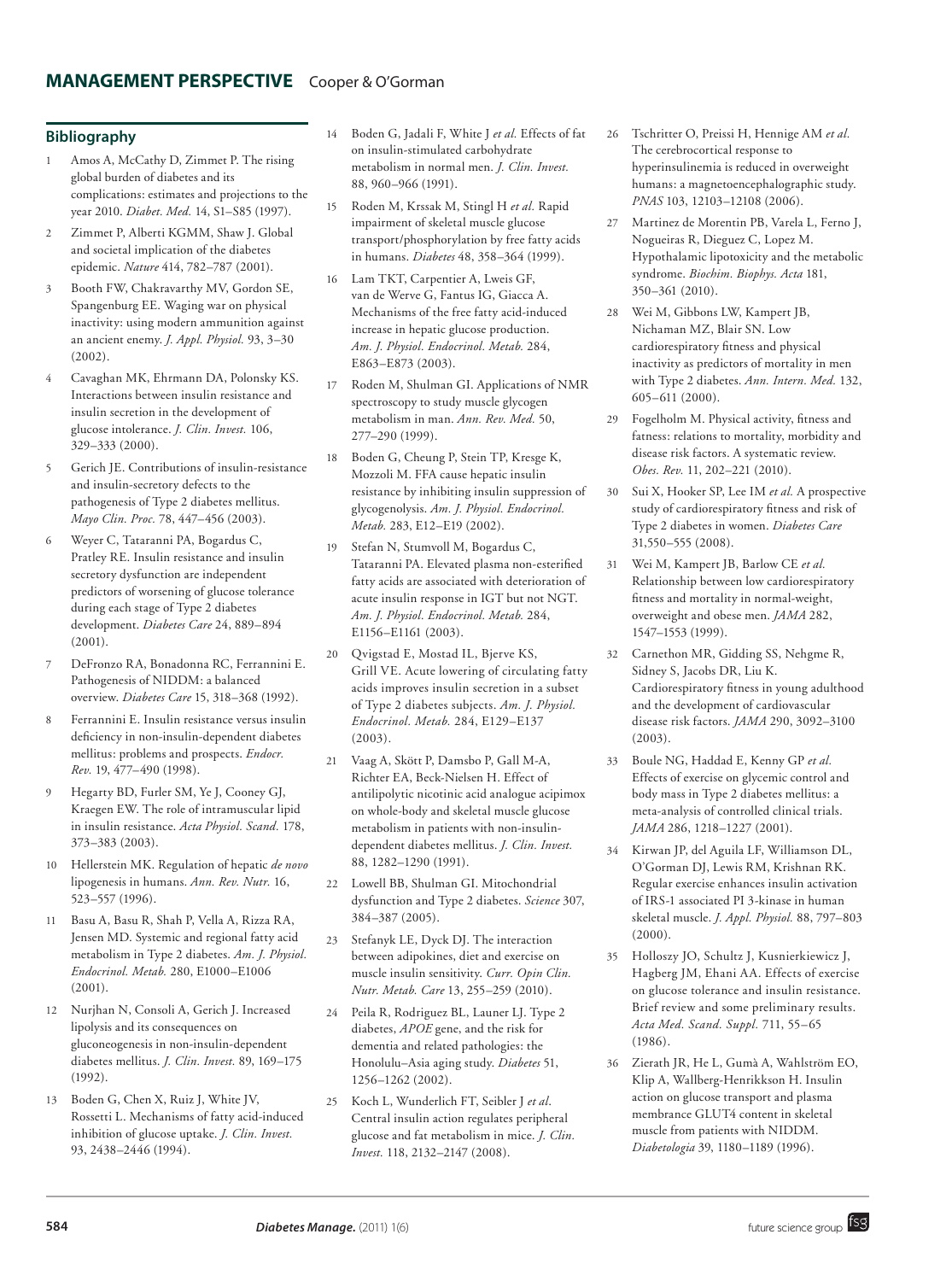## Bibliography

1. Amos A, McCathy D, Zimmet P. The rising global burden of diabetes and its complications: estimates and projections to the year 2010. *Diabet. Med.* 14, S1–S85 (1997).
2. Zimmet P, Alberti KGMM, Shaw J. Global and societal implication of the diabetes epidemic. *Nature* 414, 782–787 (2001).
3. Booth FW, Chakravarthy MV, Gordon SE, Spangenburg EE. Waging war on physical inactivity: using modern ammunition against an ancient enemy. *J. Appl. Physiol.* 93, 3–30 (2002).
4. Cavaghan MK, Ehrmann DA, Polonsky KS. Interactions between insulin resistance and insulin secretion in the development of glucose intolerance. *J. Clin. Invest.* 106, 329–333 (2000).
5. Gerich JE. Contributions of insulin-resistance and insulin-secretory defects to the pathogenesis of Type 2 diabetes mellitus. *Mayo Clin. Proc.* 78, 447–456 (2003).
6. Weyer C, Tataranni PA, Bogardus C, Pratley RE. Insulin resistance and insulin secretory dysfunction are independent predictors of worsening of glucose tolerance during each stage of Type 2 diabetes development. *Diabetes Care* 24, 889–894 (2001).
7. DeFronzo RA, Bonadonna RC, Ferrannini E. Pathogenesis of NIDDM: a balanced overview. *Diabetes Care* 15, 318–368 (1992).
8. Ferrannini E. Insulin resistance versus insulin deficiency in non-insulin-dependent diabetes mellitus: problems and prospects. *Endocr. Rev.* 19, 477–490 (1998).
9. Hegarty BD, Furler SM, Ye J, Cooney GJ, Kraegen EW. The role of intramuscular lipid in insulin resistance. *Acta Physiol. Scand.* 178, 373–383 (2003).
10. Hellerstein MK. Regulation of hepatic *de novo* lipogenesis in humans. *Ann. Rev. Nutr.* 16, 523–557 (1996).
11. Basu A, Basu R, Shah P, Vella A, Rizza RA, Jensen MD. Systemic and regional fatty acid metabolism in Type 2 diabetes. *Am. J. Physiol. Endocrinol. Metab.* 280, E1000–E1006 (2001).
12. Nurjhan N, Consoli A, Gerich J. Increased lipolysis and its consequences on gluconeogenesis in non-insulin-dependent diabetes mellitus. *J. Clin. Invest.* 89, 169–175 (1992).
13. Boden G, Chen X, Ruiz J, White JV, Rossetti L. Mechanisms of fatty acid-induced inhibition of glucose uptake. *J. Clin. Invest.* 93, 2438–2446 (1994).
14. Boden G, Jadali F, White J *et al.* Effects of fat on insulin-stimulated carbohydrate metabolism in normal men. *J. Clin. Invest.* 88, 960–966 (1991).
15. Roden M, Krssak M, Stingl H *et al.* Rapid impairment of skeletal muscle glucose transport/phosphorylation by free fatty acids in humans. *Diabetes* 48, 358–364 (1999).
16. Lam TKT, Carpentier A, Lweis GF, van de Werve G, Fantus IG, Giacca A. Mechanisms of the free fatty acid-induced increase in hepatic glucose production. *Am. J. Physiol. Endocrinol. Metab.* 284, E863–E873 (2003).
17. Roden M, Shulman GI. Applications of NMR spectroscopy to study muscle glycogen metabolism in man. *Ann. Rev. Med.* 50, 277–290 (1999).
18. Boden G, Cheung P, Stein TP, Kresge K, Mozzoli M. FFA cause hepatic insulin resistance by inhibiting insulin suppression of glycogenolysis. *Am. J. Physiol. Endocrinol. Metab.* 283, E12–E19 (2002).
19. Stefan N, Stumvoll M, Bogardus C, Tataranni PA. Elevated plasma non-esterified fatty acids are associated with deterioration of acute insulin response in IGT but not NGT. *Am. J. Physiol. Endocrinol. Metab.* 284, E1156–E1161 (2003).
20. Qvigstad E, Mostad IL, Bjerve KS, Grill VE. Acute lowering of circulating fatty acids improves insulin secretion in a subset of Type 2 diabetes subjects. *Am. J. Physiol. Endocrinol. Metab.* 284, E129–E137 (2003).
21. Vaag A, Skött P, Damsbo P, Gall M-A, Richter EA, Beck-Nielsen H. Effect of antilipolytic nicotinic acid analogue acipimox on whole-body and skeletal muscle glucose metabolism in patients with non-insulin-dependent diabetes mellitus. *J. Clin. Invest.* 88, 1282–1290 (1991).
22. Lowell BB, Shulman GI. Mitochondrial dysfunction and Type 2 diabetes. *Science* 307, 384–387 (2005).
23. Stefanyk LE, Dyck DJ. The interaction between adipokines, diet and exercise on muscle insulin sensitivity. *Curr. Opin Clin. Nutr. Metab. Care* 13, 255–259 (2010).
24. Peila R, Rodriguez BL, Launer LJ. Type 2 diabetes, *APOE* gene, and the risk for dementia and related pathologies: the Honolulu–Asia aging study. *Diabetes* 51, 1256–1262 (2002).
25. Koch L, Wunderlich FT, Seibler J *et al*. Central insulin action regulates peripheral glucose and fat metabolism in mice. *J. Clin. Invest.* 118, 2132–2147 (2008).
26. Tschritter O, Preissi H, Hennige AM *et al.* The cerebrocortical response to hyperinsulinemia is reduced in overweight humans: a magnetoencephalographic study. *PNAS* 103, 12103–12108 (2006).
27. Martinez de Morentin PB, Varela L, Ferno J, Nogueiras R, Dieguez C, Lopez M. Hypothalamic lipotoxicity and the metabolic syndrome. *Biochim. Biophys. Acta* 181, 350–361 (2010).
28. Wei M, Gibbons LW, Kampert JB, Nichaman MZ, Blair SN. Low cardiorespiratory fitness and physical inactivity as predictors of mortality in men with Type 2 diabetes. *Ann. Intern. Med.* 132, 605–611 (2000).
29. Fogelholm M. Physical activity, fitness and fatness: relations to mortality, morbidity and disease risk factors. A systematic review. *Obes. Rev.* 11, 202–221 (2010).
30. Sui X, Hooker SP, Lee IM *et al.* A prospective study of cardiorespiratory fitness and risk of Type 2 diabetes in women. *Diabetes Care* 31,550–555 (2008).
31. Wei M, Kampert JB, Barlow CE *et al.* Relationship between low cardiorespiratory fitness and mortality in normal-weight, overweight and obese men. *JAMA* 282, 1547–1553 (1999).
32. Carnethon MR, Gidding SS, Nehgme R, Sidney S, Jacobs DR, Liu K. Cardiorespiratory fitness in young adulthood and the development of cardiovascular disease risk factors. *JAMA* 290, 3092–3100 (2003).
33. Boule NG, Haddad E, Kenny GP *et al.* Effects of exercise on glycemic control and body mass in Type 2 diabetes mellitus: a meta-analysis of controlled clinical trials. *JAMA* 286, 1218–1227 (2001).
34. Kirwan JP, del Aguila LF, Williamson DL, O'Gorman DJ, Lewis RM, Krishnan RK. Regular exercise enhances insulin activation of IRS-1 associated PI 3-kinase in human skeletal muscle. *J. Appl. Physiol.* 88, 797–803 (2000).
35. Holloszy JO, Schultz J, Kusnierkiewicz J, Hagberg JM, Ehani AA. Effects of exercise on glucose tolerance and insulin resistance. Brief review and some preliminary results. *Acta Med. Scand. Suppl.* 711, 55–65 (1986).
36. Zierath JR, He L, Gumà A, Wahlström EO, Klip A, Wallberg-Henrikkson H. Insulin action on glucose transport and plasma membrance GLUT4 content in skeletal muscle from patients with NIDDM. *Diabetologia* 39, 1180–1189 (1996).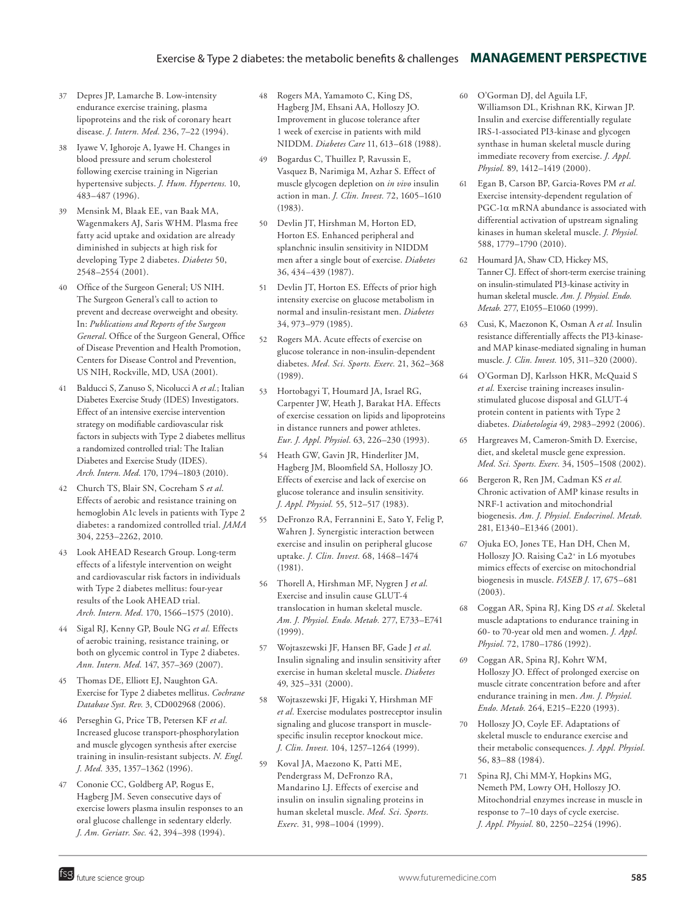37 Depres JP, Lamarche B. Low-intensity endurance exercise training, plasma lipoproteins and the risk of coronary heart disease. *J. Intern. Med.* 236, 7–22 (1994).

38 Iyawe V, Ighoroje A, Iyawe H. Changes in blood pressure and serum cholesterol following exercise training in Nigerian hypertensive subjects. *J. Hum. Hypertens.* 10, 483–487 (1996).

39 Mensink M, Blaak EE, van Baak MA, Wagenmakers AJ, Saris WHM. Plasma free fatty acid uptake and oxidation are already diminished in subjects at high risk for developing Type 2 diabetes. *Diabetes* 50, 2548–2554 (2001).

40 Office of the Surgeon General; US NIH. The Surgeon General's call to action to prevent and decrease overweight and obesity. In: *Publications and Reports of the Surgeon General.* Office of the Surgeon General, Office of Disease Prevention and Health Promotion, Centers for Disease Control and Prevention, US NIH, Rockville, MD, USA (2001).

41 Balducci S, Zanuso S, Nicolucci A *et al.*; Italian Diabetes Exercise Study (IDES) Investigators. Effect of an intensive exercise intervention strategy on modifiable cardiovascular risk factors in subjects with Type 2 diabetes mellitus a randomized controlled trial: The Italian Diabetes and Exercise Study (IDES). *Arch. Intern. Med.* 170, 1794–1803 (2010).

42 Church TS, Blair SN, Cocreham S *et al.* Effects of aerobic and resistance training on hemoglobin A1c levels in patients with Type 2 diabetes: a randomized controlled trial. *JAMA* 304, 2253–2262, 2010.

43 Look AHEAD Research Group. Long-term effects of a lifestyle intervention on weight and cardiovascular risk factors in individuals with Type 2 diabetes mellitus: four-year results of the Look AHEAD trial. *Arch. Intern. Med.* 170, 1566–1575 (2010).

44 Sigal RJ, Kenny GP, Boule NG *et al.* Effects of aerobic training, resistance training, or both on glycemic control in Type 2 diabetes. *Ann. Intern. Med.* 147, 357–369 (2007).

45 Thomas DE, Elliott EJ, Naughton GA. Exercise for Type 2 diabetes mellitus. *Cochrane Database Syst. Rev.* 3, CD002968 (2006).

46 Perseghin G, Price TB, Petersen KF *et al.* Increased glucose transport-phosphorylation and muscle glycogen synthesis after exercise training in insulin-resistant subjects. *N. Engl. J. Med.* 335, 1357–1362 (1996).

47 Cononie CC, Goldberg AP, Rogus E, Hagberg JM. Seven consecutive days of exercise lowers plasma insulin responses to an oral glucose challenge in sedentary elderly. *J. Am. Geriatr. Soc.* 42, 394–398 (1994).

48 Rogers MA, Yamamoto C, King DS, Hagberg JM, Ehsani AA, Holloszy JO. Improvement in glucose tolerance after 1 week of exercise in patients with mild NIDDM. *Diabetes Care* 11, 613–618 (1988).

49 Bogardus C, Thuillez P, Ravussin E, Vasquez B, Narimiga M, Azhar S. Effect of muscle glycogen depletion on *in vivo* insulin action in man. *J. Clin. Invest.* 72, 1605–1610 (1983).

50 Devlin JT, Hirshman M, Horton ED, Horton ES. Enhanced peripheral and splanchnic insulin sensitivity in NIDDM men after a single bout of exercise. *Diabetes* 36, 434–439 (1987).

51 Devlin JT, Horton ES. Effects of prior high intensity exercise on glucose metabolism in normal and insulin-resistant men. *Diabetes* 34, 973–979 (1985).

52 Rogers MA. Acute effects of exercise on glucose tolerance in non-insulin-dependent diabetes. *Med. Sci. Sports. Exerc.* 21, 362–368 (1989).

53 Hortobagyi T, Houmard JA, Israel RG, Carpenter JW, Heath J, Barakat HA. Effects of exercise cessation on lipids and lipoproteins in distance runners and power athletes. *Eur. J. Appl. Physiol.* 63, 226–230 (1993).

54 Heath GW, Gavin JR, Hinderliter JM, Hagberg JM, Bloomfield SA, Holloszy JO. Effects of exercise and lack of exercise on glucose tolerance and insulin sensitivity. *J. Appl. Physiol.* 55, 512–517 (1983).

55 DeFronzo RA, Ferrannini E, Sato Y, Felig P, Wahren J. Synergistic interaction between exercise and insulin on peripheral glucose uptake. *J. Clin. Invest.* 68, 1468–1474 (1981).

56 Thorell A, Hirshman MF, Nygren J *et al.* Exercise and insulin cause GLUT-4 translocation in human skeletal muscle. *Am. J. Physiol. Endo. Metab.* 277, E733–E741 (1999).

57 Wojtaszewski JF, Hansen BF, Gade J *et al.* Insulin signaling and insulin sensitivity after exercise in human skeletal muscle. *Diabetes* 49, 325–331 (2000).

58 Wojtaszewski JF, Higaki Y, Hirshman MF *et al.* Exercise modulates postreceptor insulin signaling and glucose transport in muscle-specific insulin receptor knockout mice. *J. Clin. Invest.* 104, 1257–1264 (1999).

59 Koval JA, Maezono K, Patti ME, Pendergrass M, DeFronzo RA, Mandarino LJ. Effects of exercise and insulin on insulin signaling proteins in human skeletal muscle. *Med. Sci. Sports. Exerc.* 31, 998–1004 (1999).

60 O'Gorman DJ, del Aguila LF, Williamson DL, Krishnan RK, Kirwan JP. Insulin and exercise differentially regulate IRS-1-associated PI3-kinase and glycogen synthase in human skeletal muscle during immediate recovery from exercise. *J. Appl. Physiol.* 89, 1412–1419 (2000).

61 Egan B, Carson BP, Garcia-Roves PM *et al.* Exercise intensity-dependent regulation of PGC-1α mRNA abundance is associated with differential activation of upstream signaling kinases in human skeletal muscle. *J. Physiol.* 588, 1779–1790 (2010).

62 Houmard JA, Shaw CD, Hickey MS, Tanner CJ. Effect of short-term exercise training on insulin-stimulated PI3-kinase activity in human skeletal muscle. *Am. J. Physiol. Endo. Metab.* 277, E1055–E1060 (1999).

63 Cusi, K, Maezonon K, Osman A *et al.* Insulin resistance differentially affects the PI3-kinase- and MAP kinase-mediated signaling in human muscle. *J. Clin. Invest.* 105, 311–320 (2000).

64 O'Gorman DJ, Karlsson HKR, McQuaid S *et al.* Exercise training increases insulin-stimulated glucose disposal and GLUT-4 protein content in patients with Type 2 diabetes. *Diabetologia* 49, 2983–2992 (2006).

65 Hargreaves M, Cameron-Smith D. Exercise, diet, and skeletal muscle gene expression. *Med. Sci. Sports. Exerc.* 34, 1505–1508 (2002).

66 Bergeron R, Ren JM, Cadman KS *et al.* Chronic activation of AMP kinase results in NRF-1 activation and mitochondrial biogenesis. *Am. J. Physiol. Endocrinol. Metab.* 281, E1340–E1346 (2001).

67 Ojuka EO, Jones TE, Han DH, Chen M, Holloszy JO. Raising $Ca^{2+}$ in L6 myotubes mimics effects of exercise on mitochondrial biogenesis in muscle. *FASEB J.* 17, 675–681 (2003).

68 Coggan AR, Spina RJ, King DS *et al.* Skeletal muscle adaptations to endurance training in 60- to 70-year old men and women. *J. Appl. Physiol.* 72, 1780–1786 (1992).

69 Coggan AR, Spina RJ, Kohrt WM, Holloszy JO. Effect of prolonged exercise on muscle citrate concentration before and after endurance training in men. *Am. J. Physiol. Endo. Metab.* 264, E215–E220 (1993).

70 Holloszy JO, Coyle EF. Adaptations of skeletal muscle to endurance exercise and their metabolic consequences. *J. Appl. Physiol.* 56, 83–88 (1984).

71 Spina RJ, Chi MM-Y, Hopkins MG, Nemeth PM, Lowry OH, Holloszy JO. Mitochondrial enzymes increase in muscle in response to 7–10 days of cycle exercise. *J. Appl. Physiol.* 80, 2250–2254 (1996).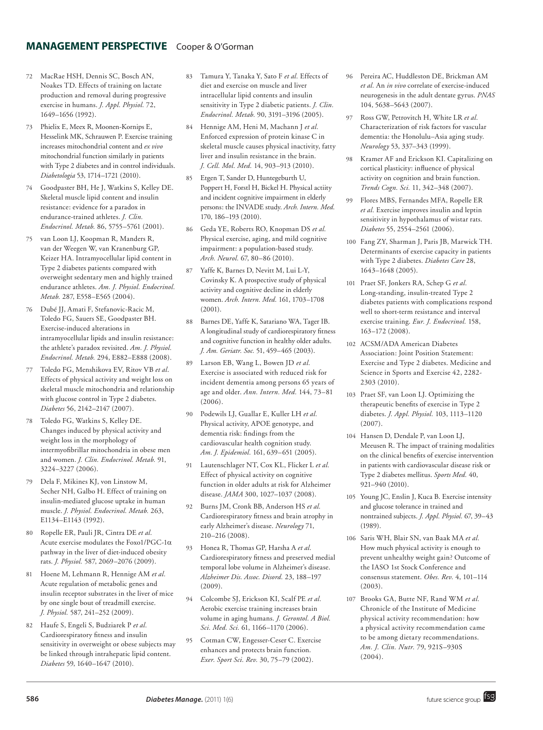72 MacRae HSH, Dennis SC, Bosch AN, Noakes TD. Effects of training on lactate production and removal during progressive exercise in humans. *J. Appl. Physiol.* 72, 1649–1656 (1992).

73 Phielix E, Meex R, Moonen-Kornips E, Hesselink MK, Schrauwen P. Exercise training increases mitochondrial content and *ex vivo* mitochondrial function similarly in patients with Type 2 diabetes and in control individuals. *Diabetologia* 53, 1714–1721 (2010).

74 Goodpaster BH, He J, Watkins S, Kelley DE. Skeletal muscle lipid content and insulin resistance: evidence for a paradox in endurance-trained athletes. *J. Clin. Endocrinol. Metab.* 86, 5755–5761 (2001).

75 van Loon LJ, Koopman R, Manders R, van der Weegen W, van Kranenburg GP, Keizer HA. Intramyocellular lipid content in Type 2 diabetes patients compared with overweight sedentary men and highly trained endurance athletes. *Am. J. Physiol. Endocrinol. Metab.* 287, E558–E565 (2004).

76 Dubé JJ, Amati F, Stefanovic-Racic M, Toledo FG, Sauers SE, Goodpaster BH. Exercise-induced alterations in intramyocellular lipids and insulin resistance: the athlete's paradox revisited. *Am. J. Physiol. Endocrinol. Metab.* 294, E882–E888 (2008).

77 Toledo FG, Menshikova EV, Ritov VB *et al*. Effects of physical activity and weight loss on skeletal muscle mitochondria and relationship with glucose control in Type 2 diabetes. *Diabetes* 56, 2142–2147 (2007).

78 Toledo FG, Watkins S, Kelley DE. Changes induced by physical activity and weight loss in the morphology of intermyofibrillar mitochondria in obese men and women. *J. Clin. Endocrinol. Metab.* 91, 3224–3227 (2006).

79 Dela F, Mikines KJ, von Linstow M, Secher NH, Galbo H. Effect of training on insulin-mediated glucose uptake in human muscle. *J. Physiol. Endocrinol. Metab.* 263, E1134–E1143 (1992).

80 Ropelle ER, Pauli JR, Cintra DE *et al.* Acute exercise modulates the Foxo1/PGC-1α pathway in the liver of diet-induced obesity rats. *J. Physiol.* 587, 2069–2076 (2009).

81 Hoene M, Lehmann R, Hennige AM *et al.* Acute regulation of metabolic genes and insulin receptor substrates in the liver of mice by one single bout of treadmill exercise. *J. Physiol.* 587, 241–252 (2009).

82 Haufe S, Engeli S, Budziarek P *et al.* Cardiorespiratory fitness and insulin sensitivity in overweight or obese subjects may be linked through intrahepatic lipid content. *Diabetes* 59, 1640–1647 (2010).

83 Tamura Y, Tanaka Y, Sato F *et al.* Effects of diet and exercise on muscle and liver intracellular lipid contents and insulin sensitivity in Type 2 diabetic patients. *J. Clin. Endocrinol. Metab.* 90, 3191–3196 (2005).

84 Hennige AM, Heni M, Machann J *et al.* Enforced expression of protein kinase C in skeletal muscle causes physical inactivity, fatty liver and insulin resistance in the brain. *J. Cell. Mol. Med.* 14, 903–913 (2010).

85 Etgen T, Sander D, Huntegeburth U, Poppert H, Forstl H, Bickel H. Physical actiity and incident cognitive impairment in elderly persons: the INVADE study. *Arch. Intern. Med.* 170, 186–193 (2010).

86 Geda YE, Roberts RO, Knopman DS *et al.* Physical exercise, aging, and mild cognitive impairment: a population-based study. *Arch. Neurol.* 67, 80–86 (2010).

87 Yaffe K, Barnes D, Nevitt M, Lui L-Y, Covinsky K. A prospective study of physical activity and cognitive decline in elderly women. *Arch. Intern. Med.* 161, 1703–1708 (2001).

88 Barnes DE, Yaffe K, Satariano WA, Tager IB. A longitudinal study of cardiorespiratory fitness and cognitive function in healthy older adults. *J. Am. Geriatr. Soc.* 51, 459–465 (2003).

89 Larson EB, Wang L, Bowen JD *et al.* Exercise is associated with reduced risk for incident dementia among persons 65 years of age and older. *Ann. Intern. Med.* 144, 73–81 (2006).

90 Podewils LJ, Guallar E, Kuller LH *et al.* Physical activity, APOE genotype, and dementia risk: findings from the cardiovascular health cognition study. *Am. J. Epidemiol.* 161, 639–651 (2005).

91 Lautenschlager NT, Cox KL, Flicker L *et al.* Effect of physical activity on cognitive function in older adults at risk for Alzheimer disease. *JAMA* 300, 1027–1037 (2008).

92 Burns JM, Cronk BB, Anderson HS *et al.* Cardiorespiratory fitness and brain atrophy in early Alzheimer's disease. *Neurology* 71, 210–216 (2008).

93 Honea R, Thomas GP, Harsha A *et al.* Cardiorespiratory fitness and preserved medial temporal lobe volume in Alzheimer's disease. *Alzheimer Dis. Assoc. Disord.* 23, 188–197 (2009).

94 Colcombe SJ, Erickson KI, Scalf PE *et al.* Aerobic exercise training increases brain volume in aging humans. *J. Gerontol. A Biol. Sci. Med. Sci.* 61, 1166–1170 (2006).

95 Cotman CW, Engesser-Ceser C. Exercise enhances and protects brain function. *Exer. Sport Sci. Rev.* 30, 75–79 (2002).

96 Pereira AC, Huddleston DE, Brickman AM *et al.* An *in vivo* correlate of exercise-induced neurogenesis in the adult dentate gyrus. *PNAS* 104, 5638–5643 (2007).

97 Ross GW, Petrovitch H, White LR *et al.* Characterization of risk factors for vascular dementia: the Honolulu–Asia aging study. *Neurology* 53, 337–343 (1999).

98 Kramer AF and Erickson KI. Capitalizing on cortical plasticity: influence of physical activity on cognition and brain function. *Trends Cogn. Sci.* 11, 342–348 (2007).

99 Flores MBS, Fernandes MFA, Ropelle ER *et al.* Exercise improves insulin and leptin sensitivity in hypothalamus of wistar rats. *Diabetes* 55, 2554–2561 (2006).

100 Fang ZY, Sharman J, Paris JB, Marwick TH. Determinants of exercise capacity in patients with Type 2 diabetes. *Diabetes Care* 28, 1643–1648 (2005).

101 Praet SF, Jonkers RA, Schep G *et al.* Long-standing, insulin-treated Type 2 diabetes patients with complications respond well to short-term resistance and interval exercise training. *Eur. J. Endocrinol.* 158, 163–172 (2008).

102 ACSM/ADA American Diabetes Association: Joint Position Statement: Exercise and Type 2 diabetes. Medicine and Science in Sports and Exercise 42, 2282-2303 (2010).

103 Praet SF, van Loon LJ. Optimizing the therapeutic benefits of exercise in Type 2 diabetes. *J. Appl. Physiol.* 103, 1113–1120 (2007).

104 Hansen D, Dendale P, van Loon LJ, Meeusen R. The impact of training modalities on the clinical benefits of exercise intervention in patients with cardiovascular disease risk or Type 2 diabetes mellitus. *Sports Med.* 40, 921–940 (2010).

105 Young JC, Enslin J, Kuca B. Exercise intensity and glucose tolerance in trained and nontrained subjects. *J. Appl. Physiol.* 67, 39–43 (1989).

106 Saris WH, Blair SN, van Baak MA *et al.* How much physical activity is enough to prevent unhealthy weight gain? Outcome of the IASO 1st Stock Conference and consensus statement. *Obes. Rev.* 4, 101–114 (2003).

107 Brooks GA, Butte NF, Rand WM *et al.* Chronicle of the Institute of Medicine physical activity recommendation: how a physical activity recommendation came to be among dietary recommendations. *Am. J. Clin. Nutr.* 79, 921S–930S (2004).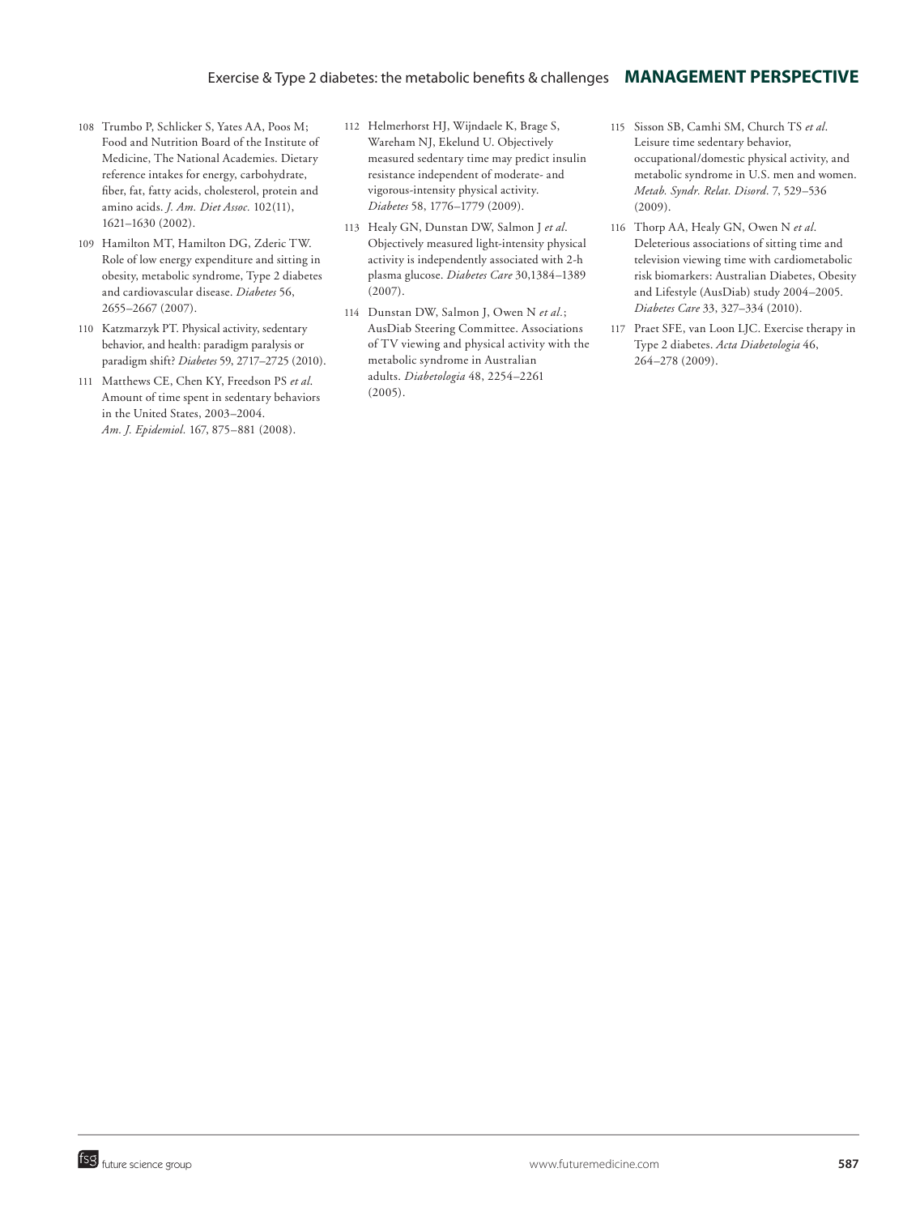108 Trumbo P, Schlicker S, Yates AA, Poos M; Food and Nutrition Board of the Institute of Medicine, The National Academies. Dietary reference intakes for energy, carbohydrate, fiber, fat, fatty acids, cholesterol, protein and amino acids. *J. Am. Diet Assoc.* 102(11), 1621–1630 (2002).

109 Hamilton MT, Hamilton DG, Zderic TW. Role of low energy expenditure and sitting in obesity, metabolic syndrome, Type 2 diabetes and cardiovascular disease. *Diabetes* 56, 2655–2667 (2007).

110 Katzmarzyk PT. Physical activity, sedentary behavior, and health: paradigm paralysis or paradigm shift? *Diabetes* 59, 2717–2725 (2010).

111 Matthews CE, Chen KY, Freedson PS *et al*. Amount of time spent in sedentary behaviors in the United States, 2003–2004. *Am. J. Epidemiol.* 167, 875–881 (2008).

112 Helmerhorst HJ, Wijndaele K, Brage S, Wareham NJ, Ekelund U. Objectively measured sedentary time may predict insulin resistance independent of moderate- and vigorous-intensity physical activity. *Diabetes* 58, 1776–1779 (2009).

113 Healy GN, Dunstan DW, Salmon J *et al*. Objectively measured light-intensity physical activity is independently associated with 2-h plasma glucose. *Diabetes Care* 30,1384–1389 (2007).

114 Dunstan DW, Salmon J, Owen N *et al*.; AusDiab Steering Committee. Associations of TV viewing and physical activity with the metabolic syndrome in Australian adults. *Diabetologia* 48, 2254–2261 (2005).

115 Sisson SB, Camhi SM, Church TS *et al*. Leisure time sedentary behavior, occupational/domestic physical activity, and metabolic syndrome in U.S. men and women. *Metab. Syndr. Relat. Disord.* 7, 529–536 (2009).

116 Thorp AA, Healy GN, Owen N *et al*. Deleterious associations of sitting time and television viewing time with cardiometabolic risk biomarkers: Australian Diabetes, Obesity and Lifestyle (AusDiab) study 2004–2005. *Diabetes Care* 33, 327–334 (2010).

117 Praet SFE, van Loon LJC. Exercise therapy in Type 2 diabetes. *Acta Diabetologia* 46, 264–278 (2009).